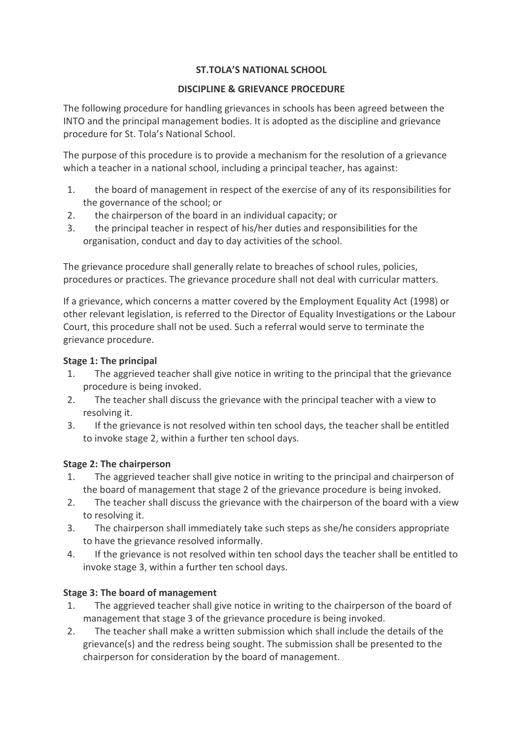**ST.TOLA'S NATIONAL SCHOOL**

**DISCIPLINE & GRIEVANCE PROCEDURE**

The following procedure for handling grievances in schools has been agreed between the INTO and the principal management bodies. It is adopted as the discipline and grievance procedure for St. Tola's National School.

The purpose of this procedure is to provide a mechanism for the resolution of a grievance which a teacher in a national school, including a principal teacher, has against:

1. the board of management in respect of the exercise of any of its responsibilities for the governance of the school; or
2. the chairperson of the board in an individual capacity; or
3. the principal teacher in respect of his/her duties and responsibilities for the organisation, conduct and day to day activities of the school.

The grievance procedure shall generally relate to breaches of school rules, policies, procedures or practices. The grievance procedure shall not deal with curricular matters.

If a grievance, which concerns a matter covered by the Employment Equality Act (1998) or other relevant legislation, is referred to the Director of Equality Investigations or the Labour Court, this procedure shall not be used. Such a referral would serve to terminate the grievance procedure.

**Stage 1: The principal**

1. The aggrieved teacher shall give notice in writing to the principal that the grievance procedure is being invoked.
2. The teacher shall discuss the grievance with the principal teacher with a view to resolving it.
3. If the grievance is not resolved within ten school days, the teacher shall be entitled to invoke stage 2, within a further ten school days.

**Stage 2: The chairperson**

1. The aggrieved teacher shall give notice in writing to the principal and chairperson of the board of management that stage 2 of the grievance procedure is being invoked.
2. The teacher shall discuss the grievance with the chairperson of the board with a view to resolving it.
3. The chairperson shall immediately take such steps as she/he considers appropriate to have the grievance resolved informally.
4. If the grievance is not resolved within ten school days the teacher shall be entitled to invoke stage 3, within a further ten school days.

**Stage 3: The board of management**

1. The aggrieved teacher shall give notice in writing to the chairperson of the board of management that stage 3 of the grievance procedure is being invoked.
2. The teacher shall make a written submission which shall include the details of the grievance(s) and the redress being sought. The submission shall be presented to the chairperson for consideration by the board of management.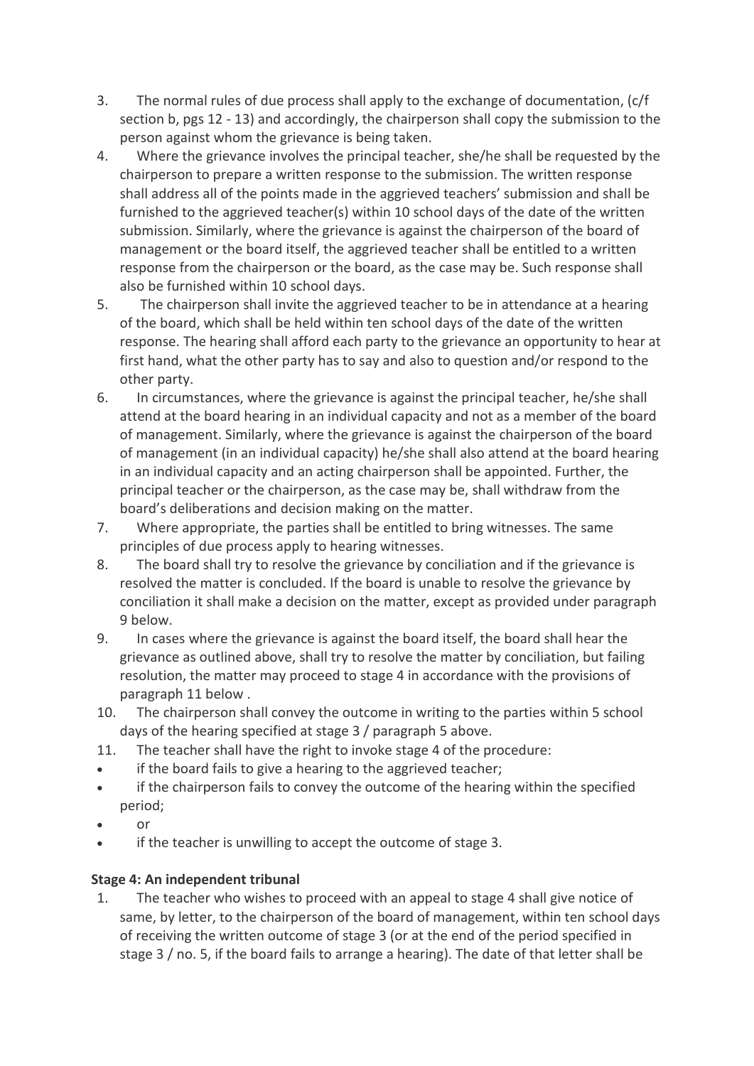3. The normal rules of due process shall apply to the exchange of documentation, (c/f section b, pgs 12 - 13) and accordingly, the chairperson shall copy the submission to the person against whom the grievance is being taken.
4. Where the grievance involves the principal teacher, she/he shall be requested by the chairperson to prepare a written response to the submission. The written response shall address all of the points made in the aggrieved teachers' submission and shall be furnished to the aggrieved teacher(s) within 10 school days of the date of the written submission. Similarly, where the grievance is against the chairperson of the board of management or the board itself, the aggrieved teacher shall be entitled to a written response from the chairperson or the board, as the case may be. Such response shall also be furnished within 10 school days.
5. The chairperson shall invite the aggrieved teacher to be in attendance at a hearing of the board, which shall be held within ten school days of the date of the written response. The hearing shall afford each party to the grievance an opportunity to hear at first hand, what the other party has to say and also to question and/or respond to the other party.
6. In circumstances, where the grievance is against the principal teacher, he/she shall attend at the board hearing in an individual capacity and not as a member of the board of management. Similarly, where the grievance is against the chairperson of the board of management (in an individual capacity) he/she shall also attend at the board hearing in an individual capacity and an acting chairperson shall be appointed. Further, the principal teacher or the chairperson, as the case may be, shall withdraw from the board's deliberations and decision making on the matter.
7. Where appropriate, the parties shall be entitled to bring witnesses. The same principles of due process apply to hearing witnesses.
8. The board shall try to resolve the grievance by conciliation and if the grievance is resolved the matter is concluded. If the board is unable to resolve the grievance by conciliation it shall make a decision on the matter, except as provided under paragraph 9 below.
9. In cases where the grievance is against the board itself, the board shall hear the grievance as outlined above, shall try to resolve the matter by conciliation, but failing resolution, the matter may proceed to stage 4 in accordance with the provisions of paragraph 11 below .
10. The chairperson shall convey the outcome in writing to the parties within 5 school days of the hearing specified at stage 3 / paragraph 5 above.
11. The teacher shall have the right to invoke stage 4 of the procedure:
    - if the board fails to give a hearing to the aggrieved teacher;
    - if the chairperson fails to convey the outcome of the hearing within the specified period;
    - or
    - if the teacher is unwilling to accept the outcome of stage 3.

**Stage 4: An independent tribunal**

1. The teacher who wishes to proceed with an appeal to stage 4 shall give notice of same, by letter, to the chairperson of the board of management, within ten school days of receiving the written outcome of stage 3 (or at the end of the period specified in stage 3 / no. 5, if the board fails to arrange a hearing). The date of that letter shall be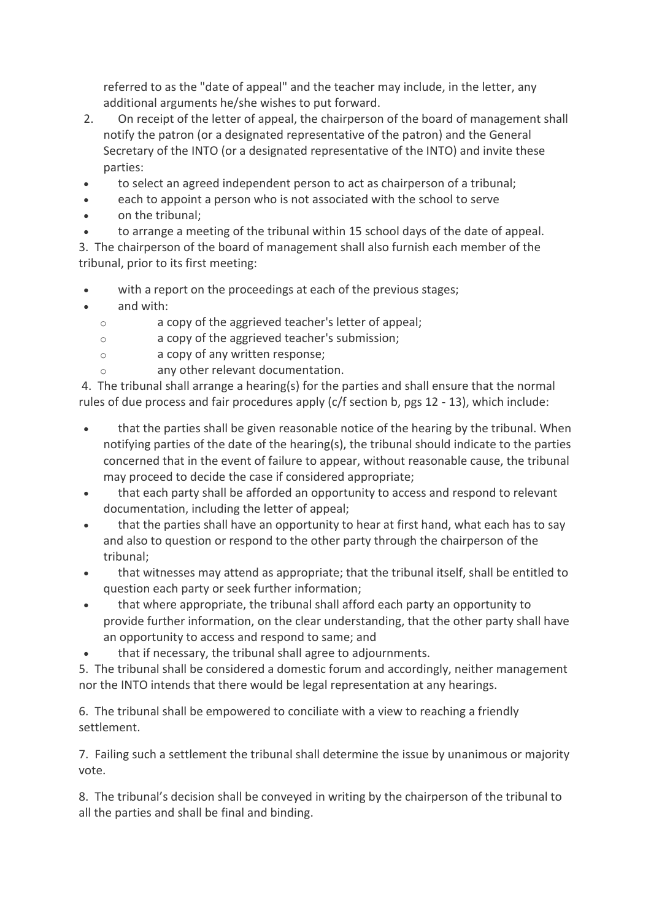referred to as the "date of appeal" and the teacher may include, in the letter, any additional arguments he/she wishes to put forward.

2. On receipt of the letter of appeal, the chairperson of the board of management shall notify the patron (or a designated representative of the patron) and the General Secretary of the INTO (or a designated representative of the INTO) and invite these parties:

- to select an agreed independent person to act as chairperson of a tribunal;
- each to appoint a person who is not associated with the school to serve
- on the tribunal;
- to arrange a meeting of the tribunal within 15 school days of the date of appeal.

3. The chairperson of the board of management shall also furnish each member of the tribunal, prior to its first meeting:

- with a report on the proceedings at each of the previous stages;
- and with:
  - a copy of the aggrieved teacher's letter of appeal;
  - a copy of the aggrieved teacher's submission;
  - a copy of any written response;
  - any other relevant documentation.

4. The tribunal shall arrange a hearing(s) for the parties and shall ensure that the normal rules of due process and fair procedures apply (c/f section b, pgs 12 - 13), which include:

- that the parties shall be given reasonable notice of the hearing by the tribunal. When notifying parties of the date of the hearing(s), the tribunal should indicate to the parties concerned that in the event of failure to appear, without reasonable cause, the tribunal may proceed to decide the case if considered appropriate;
- that each party shall be afforded an opportunity to access and respond to relevant documentation, including the letter of appeal;
- that the parties shall have an opportunity to hear at first hand, what each has to say and also to question or respond to the other party through the chairperson of the tribunal;
- that witnesses may attend as appropriate; that the tribunal itself, shall be entitled to question each party or seek further information;
- that where appropriate, the tribunal shall afford each party an opportunity to provide further information, on the clear understanding, that the other party shall have an opportunity to access and respond to same; and
- that if necessary, the tribunal shall agree to adjournments.

5. The tribunal shall be considered a domestic forum and accordingly, neither management nor the INTO intends that there would be legal representation at any hearings.

6. The tribunal shall be empowered to conciliate with a view to reaching a friendly settlement.

7. Failing such a settlement the tribunal shall determine the issue by unanimous or majority vote.

8. The tribunal's decision shall be conveyed in writing by the chairperson of the tribunal to all the parties and shall be final and binding.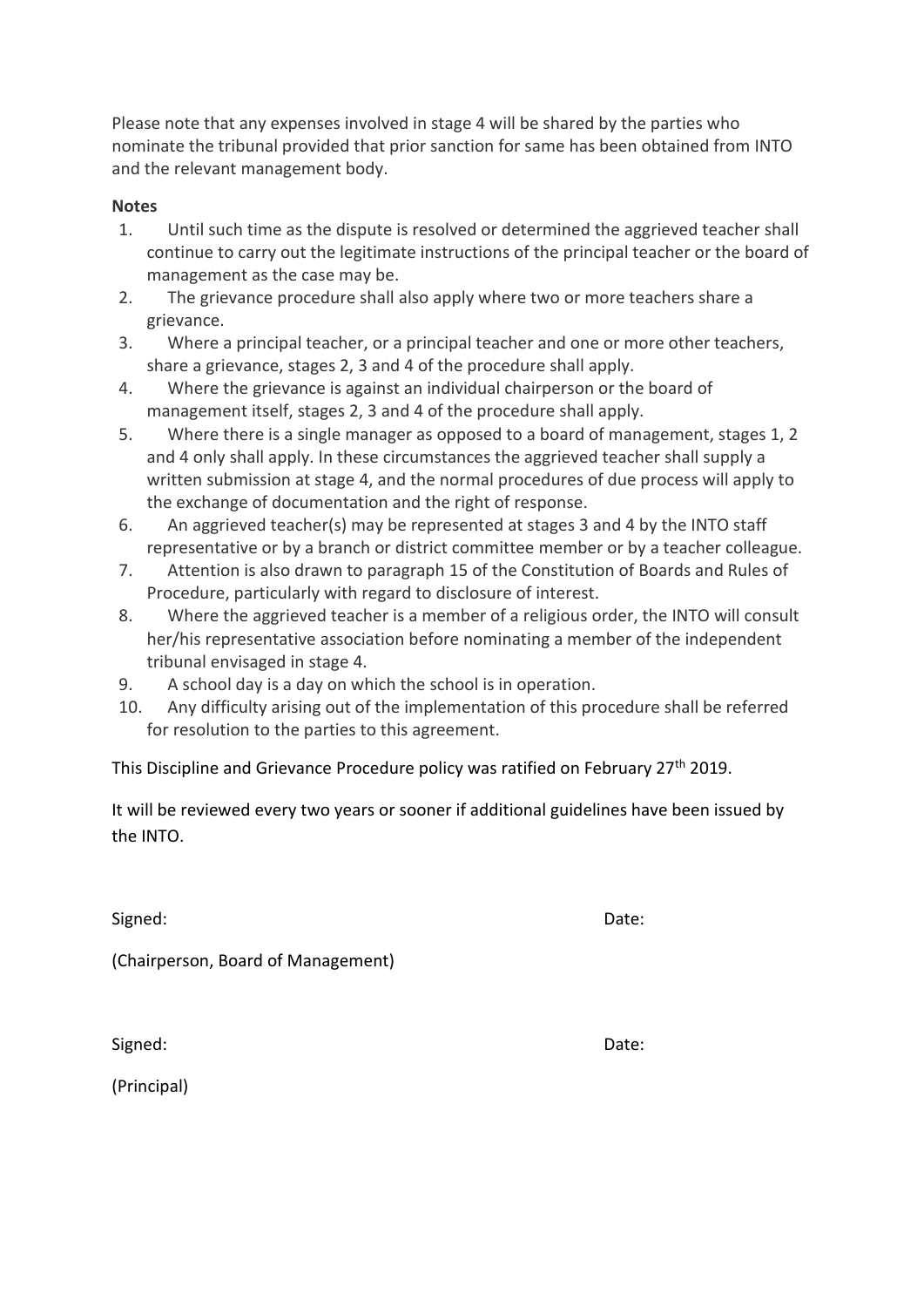Please note that any expenses involved in stage 4 will be shared by the parties who nominate the tribunal provided that prior sanction for same has been obtained from INTO and the relevant management body.

**Notes**

1. Until such time as the dispute is resolved or determined the aggrieved teacher shall continue to carry out the legitimate instructions of the principal teacher or the board of management as the case may be.
2. The grievance procedure shall also apply where two or more teachers share a grievance.
3. Where a principal teacher, or a principal teacher and one or more other teachers, share a grievance, stages 2, 3 and 4 of the procedure shall apply.
4. Where the grievance is against an individual chairperson or the board of management itself, stages 2, 3 and 4 of the procedure shall apply.
5. Where there is a single manager as opposed to a board of management, stages 1, 2 and 4 only shall apply. In these circumstances the aggrieved teacher shall supply a written submission at stage 4, and the normal procedures of due process will apply to the exchange of documentation and the right of response.
6. An aggrieved teacher(s) may be represented at stages 3 and 4 by the INTO staff representative or by a branch or district committee member or by a teacher colleague.
7. Attention is also drawn to paragraph 15 of the Constitution of Boards and Rules of Procedure, particularly with regard to disclosure of interest.
8. Where the aggrieved teacher is a member of a religious order, the INTO will consult her/his representative association before nominating a member of the independent tribunal envisaged in stage 4.
9. A school day is a day on which the school is in operation.
10. Any difficulty arising out of the implementation of this procedure shall be referred for resolution to the parties to this agreement.

This Discipline and Grievance Procedure policy was ratified on February 27th 2019.

It will be reviewed every two years or sooner if additional guidelines have been issued by the INTO.

Signed: Date:

(Chairperson, Board of Management)

Signed: Date:

(Principal)